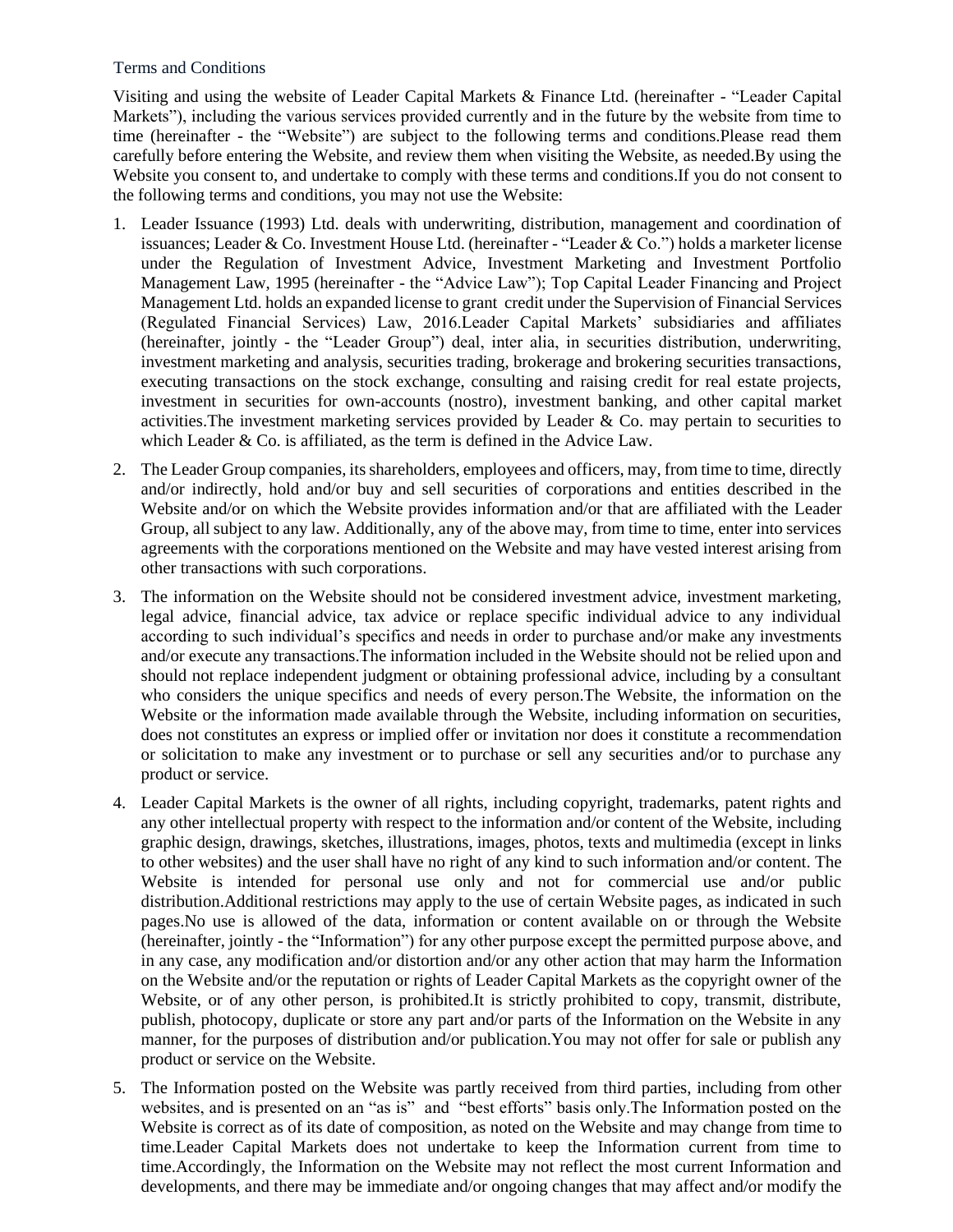# Terms and Conditions

Visiting and using the website of Leader Capital Markets & Finance Ltd. (hereinafter - "Leader Capital Markets"), including the various services provided currently and in the future by the website from time to time (hereinafter - the "Website") are subject to the following terms and conditions.Please read them carefully before entering the Website, and review them when visiting the Website, as needed.By using the Website you consent to, and undertake to comply with these terms and conditions.If you do not consent to the following terms and conditions, you may not use the Website:

1. Leader Issuance (1993) Ltd. deals with underwriting, distribution, management and coordination of issuances; Leader & Co. Investment House Ltd. (hereinafter - "Leader & Co.") holds a marketer license under the Regulation of Investment Advice, Investment Marketing and Investment Portfolio Management Law, 1995 (hereinafter - the "Advice Law"); Top Capital Leader Financing and Project Management Ltd. holds an expanded license to grant credit under the Supervision of Financial Services (Regulated Financial Services) Law, 2016.Leader Capital Markets' subsidiaries and affiliates (hereinafter, jointly - the "Leader Group") deal, inter alia, in securities distribution, underwriting, investment marketing and analysis, securities trading, brokerage and brokering securities transactions, executing transactions on the stock exchange, consulting and raising credit for real estate projects, investment in securities for own-accounts (nostro), investment banking, and other capital market activities.The investment marketing services provided by Leader & Co. may pertain to securities to which Leader & Co. is affiliated, as the term is defined in the Advice Law.

2. The Leader Group companies, its shareholders, employees and officers, may, from time to time, directly and/or indirectly, hold and/or buy and sell securities of corporations and entities described in the Website and/or on which the Website provides information and/or that are affiliated with the Leader Group, all subject to any law. Additionally, any of the above may, from time to time, enter into services agreements with the corporations mentioned on the Website and may have vested interest arising from other transactions with such corporations.

3. The information on the Website should not be considered investment advice, investment marketing, legal advice, financial advice, tax advice or replace specific individual advice to any individual according to such individual's specifics and needs in order to purchase and/or make any investments and/or execute any transactions.The information included in the Website should not be relied upon and should not replace independent judgment or obtaining professional advice, including by a consultant who considers the unique specifics and needs of every person.The Website, the information on the Website or the information made available through the Website, including information on securities, does not constitutes an express or implied offer or invitation nor does it constitute a recommendation or solicitation to make any investment or to purchase or sell any securities and/or to purchase any product or service.

4. Leader Capital Markets is the owner of all rights, including copyright, trademarks, patent rights and any other intellectual property with respect to the information and/or content of the Website, including graphic design, drawings, sketches, illustrations, images, photos, texts and multimedia (except in links to other websites) and the user shall have no right of any kind to such information and/or content. The Website is intended for personal use only and not for commercial use and/or public distribution.Additional restrictions may apply to the use of certain Website pages, as indicated in such pages.No use is allowed of the data, information or content available on or through the Website (hereinafter, jointly - the "Information") for any other purpose except the permitted purpose above, and in any case, any modification and/or distortion and/or any other action that may harm the Information on the Website and/or the reputation or rights of Leader Capital Markets as the copyright owner of the Website, or of any other person, is prohibited.It is strictly prohibited to copy, transmit, distribute, publish, photocopy, duplicate or store any part and/or parts of the Information on the Website in any manner, for the purposes of distribution and/or publication.You may not offer for sale or publish any product or service on the Website.

5. The Information posted on the Website was partly received from third parties, including from other websites, and is presented on an "as is" and "best efforts" basis only.The Information posted on the Website is correct as of its date of composition, as noted on the Website and may change from time to time.Leader Capital Markets does not undertake to keep the Information current from time to time.Accordingly, the Information on the Website may not reflect the most current Information and developments, and there may be immediate and/or ongoing changes that may affect and/or modify the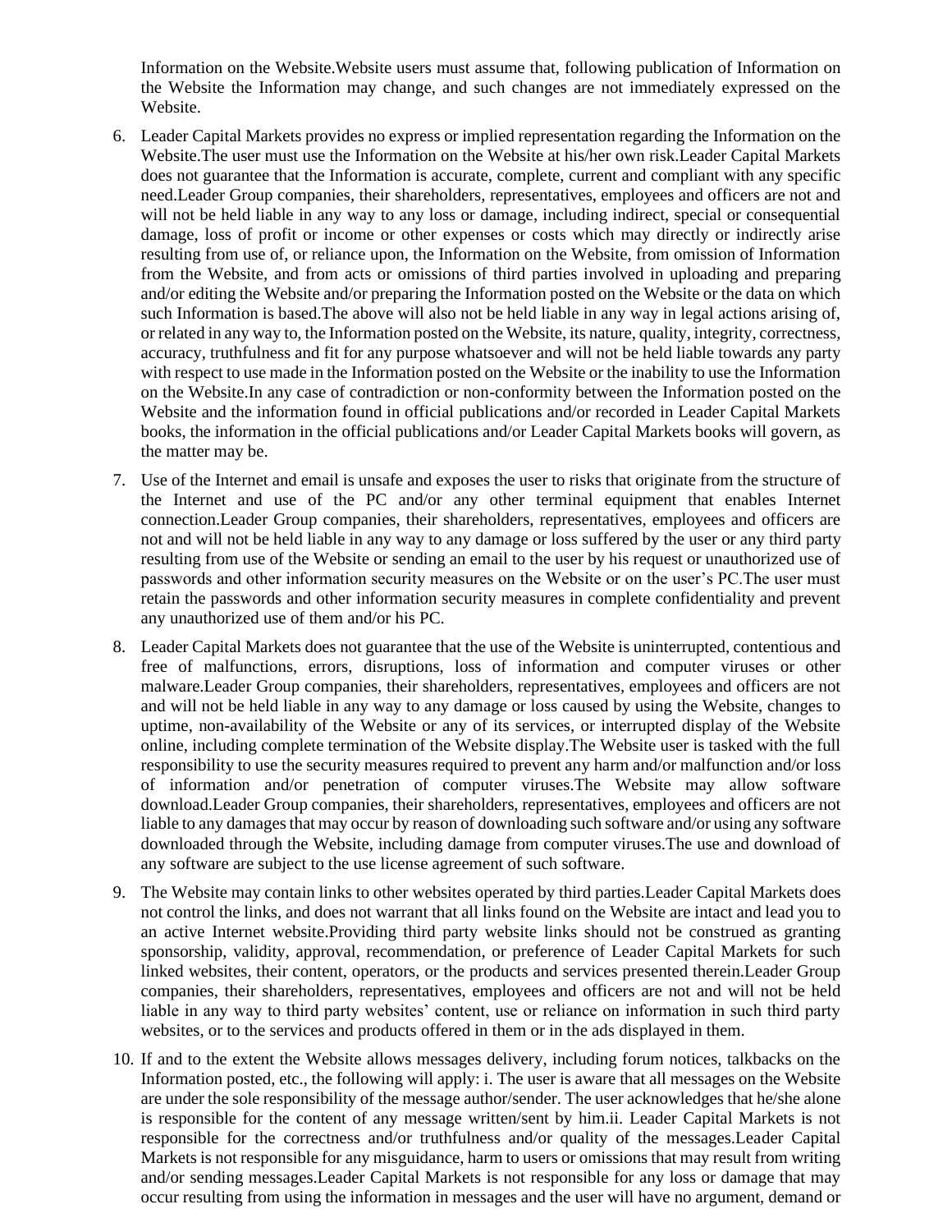Information on the Website.Website users must assume that, following publication of Information on the Website the Information may change, and such changes are not immediately expressed on the Website.

6. Leader Capital Markets provides no express or implied representation regarding the Information on the Website.The user must use the Information on the Website at his/her own risk.Leader Capital Markets does not guarantee that the Information is accurate, complete, current and compliant with any specific need.Leader Group companies, their shareholders, representatives, employees and officers are not and will not be held liable in any way to any loss or damage, including indirect, special or consequential damage, loss of profit or income or other expenses or costs which may directly or indirectly arise resulting from use of, or reliance upon, the Information on the Website, from omission of Information from the Website, and from acts or omissions of third parties involved in uploading and preparing and/or editing the Website and/or preparing the Information posted on the Website or the data on which such Information is based.The above will also not be held liable in any way in legal actions arising of, or related in any way to, the Information posted on the Website, its nature, quality, integrity, correctness, accuracy, truthfulness and fit for any purpose whatsoever and will not be held liable towards any party with respect to use made in the Information posted on the Website or the inability to use the Information on the Website.In any case of contradiction or non-conformity between the Information posted on the Website and the information found in official publications and/or recorded in Leader Capital Markets books, the information in the official publications and/or Leader Capital Markets books will govern, as the matter may be.

7. Use of the Internet and email is unsafe and exposes the user to risks that originate from the structure of the Internet and use of the PC and/or any other terminal equipment that enables Internet connection.Leader Group companies, their shareholders, representatives, employees and officers are not and will not be held liable in any way to any damage or loss suffered by the user or any third party resulting from use of the Website or sending an email to the user by his request or unauthorized use of passwords and other information security measures on the Website or on the user's PC.The user must retain the passwords and other information security measures in complete confidentiality and prevent any unauthorized use of them and/or his PC.

8. Leader Capital Markets does not guarantee that the use of the Website is uninterrupted, contentious and free of malfunctions, errors, disruptions, loss of information and computer viruses or other malware.Leader Group companies, their shareholders, representatives, employees and officers are not and will not be held liable in any way to any damage or loss caused by using the Website, changes to uptime, non-availability of the Website or any of its services, or interrupted display of the Website online, including complete termination of the Website display.The Website user is tasked with the full responsibility to use the security measures required to prevent any harm and/or malfunction and/or loss of information and/or penetration of computer viruses.The Website may allow software download.Leader Group companies, their shareholders, representatives, employees and officers are not liable to any damages that may occur by reason of downloading such software and/or using any software downloaded through the Website, including damage from computer viruses.The use and download of any software are subject to the use license agreement of such software.

9. The Website may contain links to other websites operated by third parties.Leader Capital Markets does not control the links, and does not warrant that all links found on the Website are intact and lead you to an active Internet website.Providing third party website links should not be construed as granting sponsorship, validity, approval, recommendation, or preference of Leader Capital Markets for such linked websites, their content, operators, or the products and services presented therein.Leader Group companies, their shareholders, representatives, employees and officers are not and will not be held liable in any way to third party websites' content, use or reliance on information in such third party websites, or to the services and products offered in them or in the ads displayed in them.

10. If and to the extent the Website allows messages delivery, including forum notices, talkbacks on the Information posted, etc., the following will apply: i. The user is aware that all messages on the Website are under the sole responsibility of the message author/sender. The user acknowledges that he/she alone is responsible for the content of any message written/sent by him.ii. Leader Capital Markets is not responsible for the correctness and/or truthfulness and/or quality of the messages.Leader Capital Markets is not responsible for any misguidance, harm to users or omissions that may result from writing and/or sending messages.Leader Capital Markets is not responsible for any loss or damage that may occur resulting from using the information in messages and the user will have no argument, demand or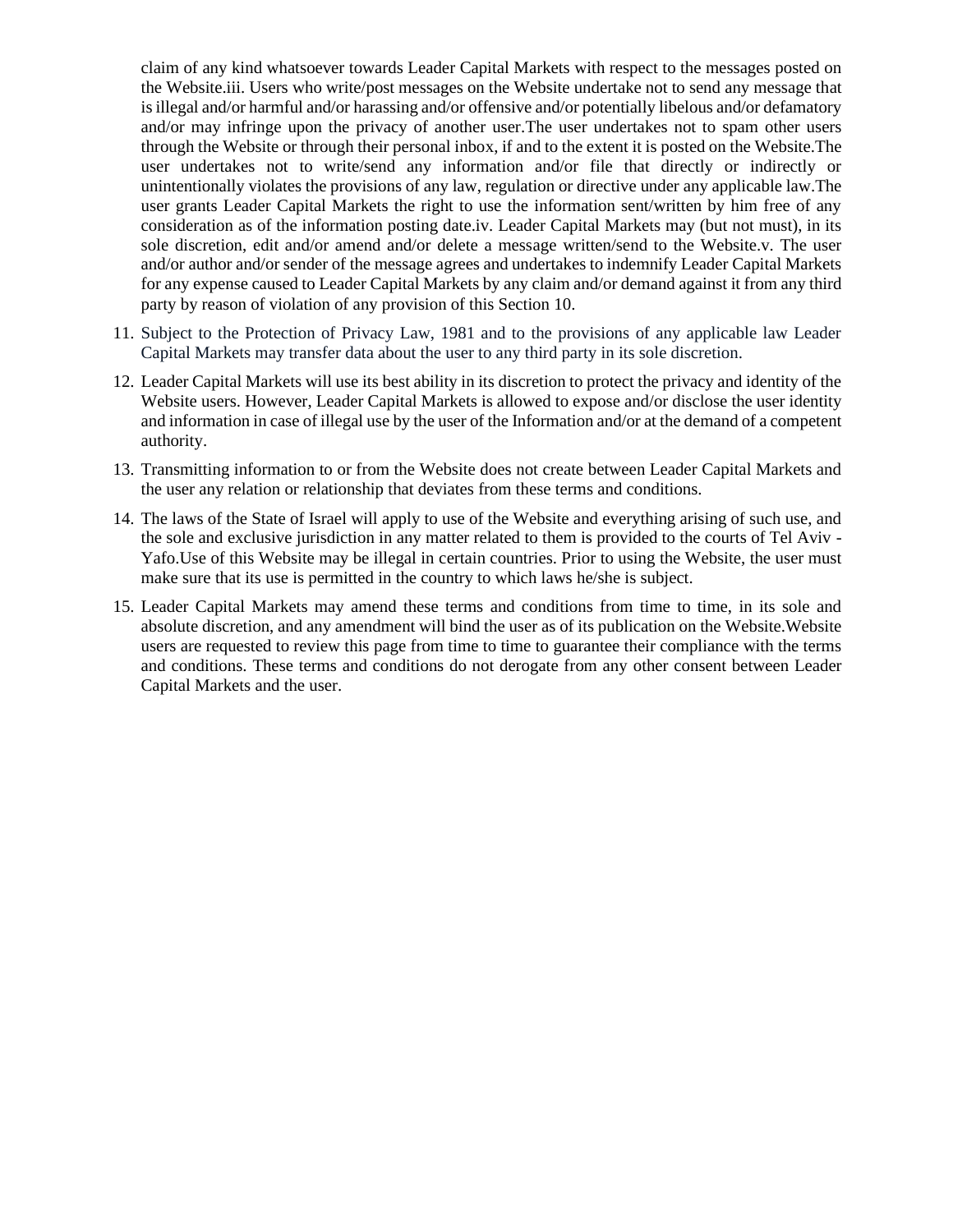claim of any kind whatsoever towards Leader Capital Markets with respect to the messages posted on the Website.iii. Users who write/post messages on the Website undertake not to send any message that is illegal and/or harmful and/or harassing and/or offensive and/or potentially libelous and/or defamatory and/or may infringe upon the privacy of another user.The user undertakes not to spam other users through the Website or through their personal inbox, if and to the extent it is posted on the Website.The user undertakes not to write/send any information and/or file that directly or indirectly or unintentionally violates the provisions of any law, regulation or directive under any applicable law.The user grants Leader Capital Markets the right to use the information sent/written by him free of any consideration as of the information posting date.iv. Leader Capital Markets may (but not must), in its sole discretion, edit and/or amend and/or delete a message written/send to the Website.v. The user and/or author and/or sender of the message agrees and undertakes to indemnify Leader Capital Markets for any expense caused to Leader Capital Markets by any claim and/or demand against it from any third party by reason of violation of any provision of this Section 10.

11. Subject to the Protection of Privacy Law, 1981 and to the provisions of any applicable law Leader Capital Markets may transfer data about the user to any third party in its sole discretion.
12. Leader Capital Markets will use its best ability in its discretion to protect the privacy and identity of the Website users. However, Leader Capital Markets is allowed to expose and/or disclose the user identity and information in case of illegal use by the user of the Information and/or at the demand of a competent authority.
13. Transmitting information to or from the Website does not create between Leader Capital Markets and the user any relation or relationship that deviates from these terms and conditions.
14. The laws of the State of Israel will apply to use of the Website and everything arising of such use, and the sole and exclusive jurisdiction in any matter related to them is provided to the courts of Tel Aviv - Yafo.Use of this Website may be illegal in certain countries. Prior to using the Website, the user must make sure that its use is permitted in the country to which laws he/she is subject.
15. Leader Capital Markets may amend these terms and conditions from time to time, in its sole and absolute discretion, and any amendment will bind the user as of its publication on the Website.Website users are requested to review this page from time to time to guarantee their compliance with the terms and conditions. These terms and conditions do not derogate from any other consent between Leader Capital Markets and the user.